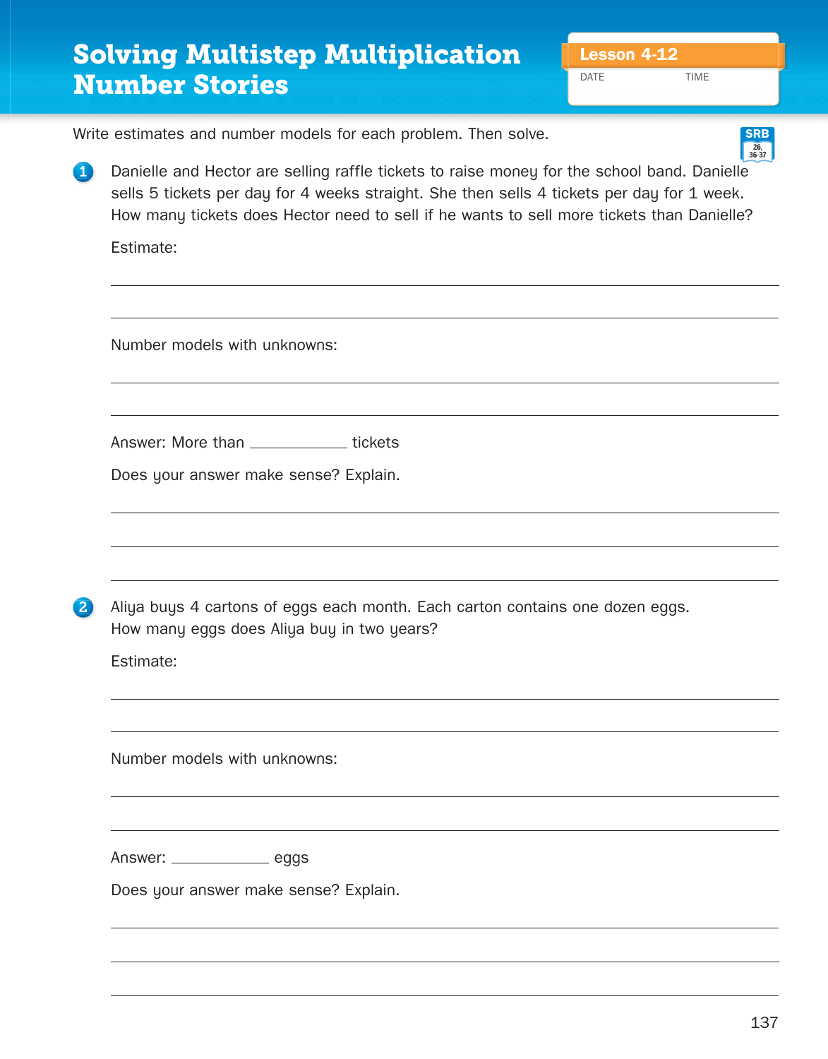# Solving Multistep Multiplication Number Stories

**Lesson 4-12**

DATE TIME

Write estimates and number models for each problem. Then solve.

SRB 26, 36-37

**1** Danielle and Hector are selling raffle tickets to raise money for the school band. Danielle sells 5 tickets per day for 4 weeks straight. She then sells 4 tickets per day for 1 week. How many tickets does Hector need to sell if he wants to sell more tickets than Danielle?

Estimate:

_______________________________________________

_______________________________________________

Number models with unknowns:

_______________________________________________

_______________________________________________

Answer: More than __________ tickets

Does your answer make sense? Explain.

_______________________________________________

_______________________________________________

_______________________________________________

**2** Aliya buys 4 cartons of eggs each month. Each carton contains one dozen eggs. How many eggs does Aliya buy in two years?

Estimate:

_______________________________________________

_______________________________________________

Number models with unknowns:

_______________________________________________

_______________________________________________

Answer: __________ eggs

Does your answer make sense? Explain.

_______________________________________________

_______________________________________________

_______________________________________________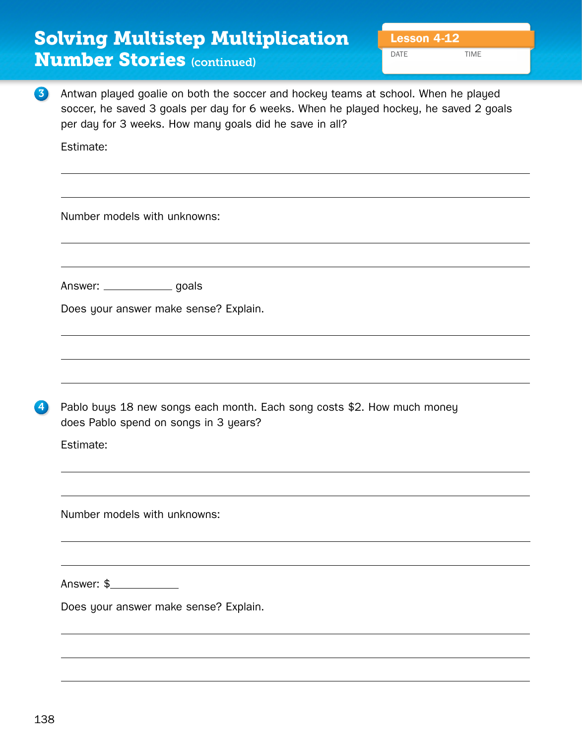# Solving Multistep Multiplication Number Stories (continued)

Lesson 4-12

DATE TIME

**3** Antwan played goalie on both the soccer and hockey teams at school. When he played soccer, he saved 3 goals per day for 6 weeks. When he played hockey, he saved 2 goals per day for 3 weeks. How many goals did he save in all?

Estimate:

______________________________

______________________________

Number models with unknowns:

______________________________

______________________________

Answer: ____________ goals

Does your answer make sense? Explain.

______________________________

______________________________

______________________________

**4** Pablo buys 18 new songs each month. Each song costs $2. How much money does Pablo spend on songs in 3 years?

Estimate:

______________________________

______________________________

Number models with unknowns:

______________________________

______________________________

Answer: $____________

Does your answer make sense? Explain.

______________________________

______________________________

______________________________